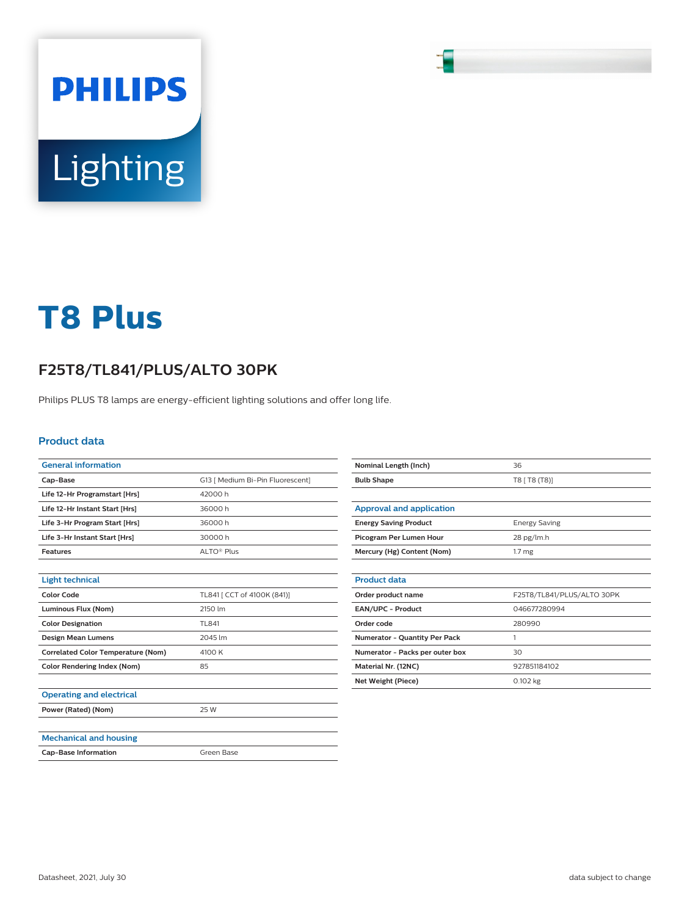# T8 Plus

## F25T8/TL841/PLUS/ALTO 30PK

Philips PLUS T8 lamps are energy-efficient lighting solutions and offer long life.

### Product data

| General information | |
|---|---|
| Cap-Base | G13 [ Medium Bi-Pin Fluorescent] |
| Life 12-Hr Programstart [Hrs] | 42000 h |
| Life 12-Hr Instant Start [Hrs] | 36000 h |
| Life 3-Hr Program Start [Hrs] | 36000 h |
| Life 3-Hr Instant Start [Hrs] | 30000 h |
| Features | ALTO® Plus |

| Light technical | |
|---|---|
| Color Code | TL841 [ CCT of 4100K (841)] |
| Luminous Flux (Nom) | 2150 lm |
| Color Designation | TL841 |
| Design Mean Lumens | 2045 lm |
| Correlated Color Temperature (Nom) | 4100 K |
| Color Rendering Index (Nom) | 85 |

| Operating and electrical | |
|---|---|
| Power (Rated) (Nom) | 25 W |

| Mechanical and housing | |
|---|---|
| Cap-Base Information | Green Base |
| Nominal Length (Inch) | 36 |
| Bulb Shape | T8 [ T8 (T8)] |

| Approval and application | |
|---|---|
| Energy Saving Product | Energy Saving |
| Picogram Per Lumen Hour | 28 pg/lm.h |
| Mercury (Hg) Content (Nom) | 1.7 mg |

| Product data | |
|---|---|
| Order product name | F25T8/TL841/PLUS/ALTO 30PK |
| EAN/UPC - Product | 046677280994 |
| Order code | 280990 |
| Numerator - Quantity Per Pack | 1 |
| Numerator - Packs per outer box | 30 |
| Material Nr. (12NC) | 927851184102 |
| Net Weight (Piece) | 0.102 kg |

Datasheet, 2021, July 30

data subject to change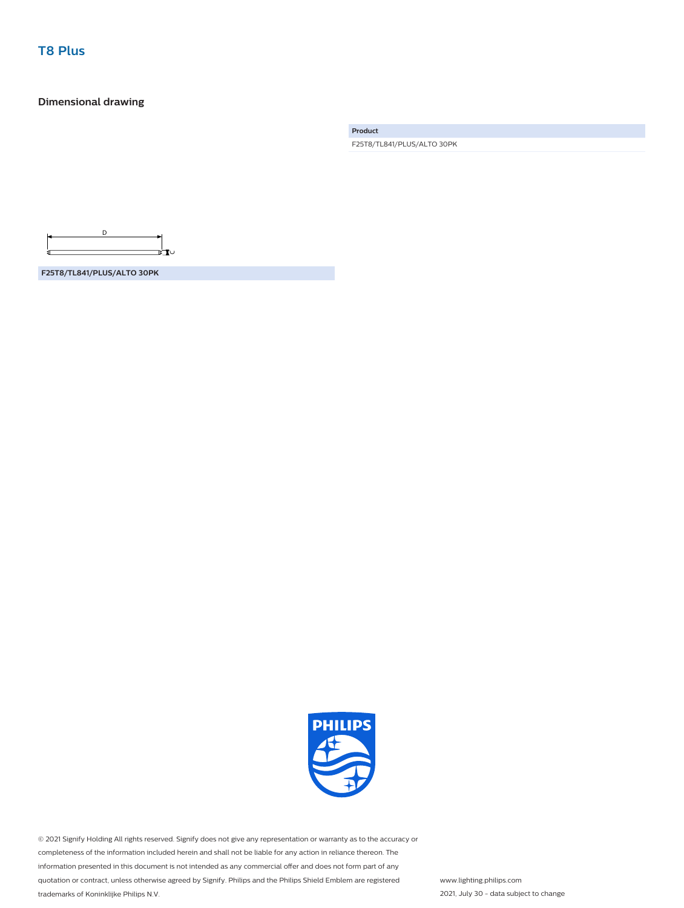# T8 Plus

## Dimensional drawing

| Product |
| --- |
| F25T8/TL841/PLUS/ALTO 30PK |

D

C

**F25T8/TL841/PLUS/ALTO 30PK**

© 2021 Signify Holding All rights reserved. Signify does not give any representation or warranty as to the accuracy or completeness of the information included herein and shall not be liable for any action in reliance thereon. The information presented in this document is not intended as any commercial offer and does not form part of any quotation or contract, unless otherwise agreed by Signify. Philips and the Philips Shield Emblem are registered trademarks of Koninklijke Philips N.V.

www.lighting.philips.com

2021, July 30 - data subject to change